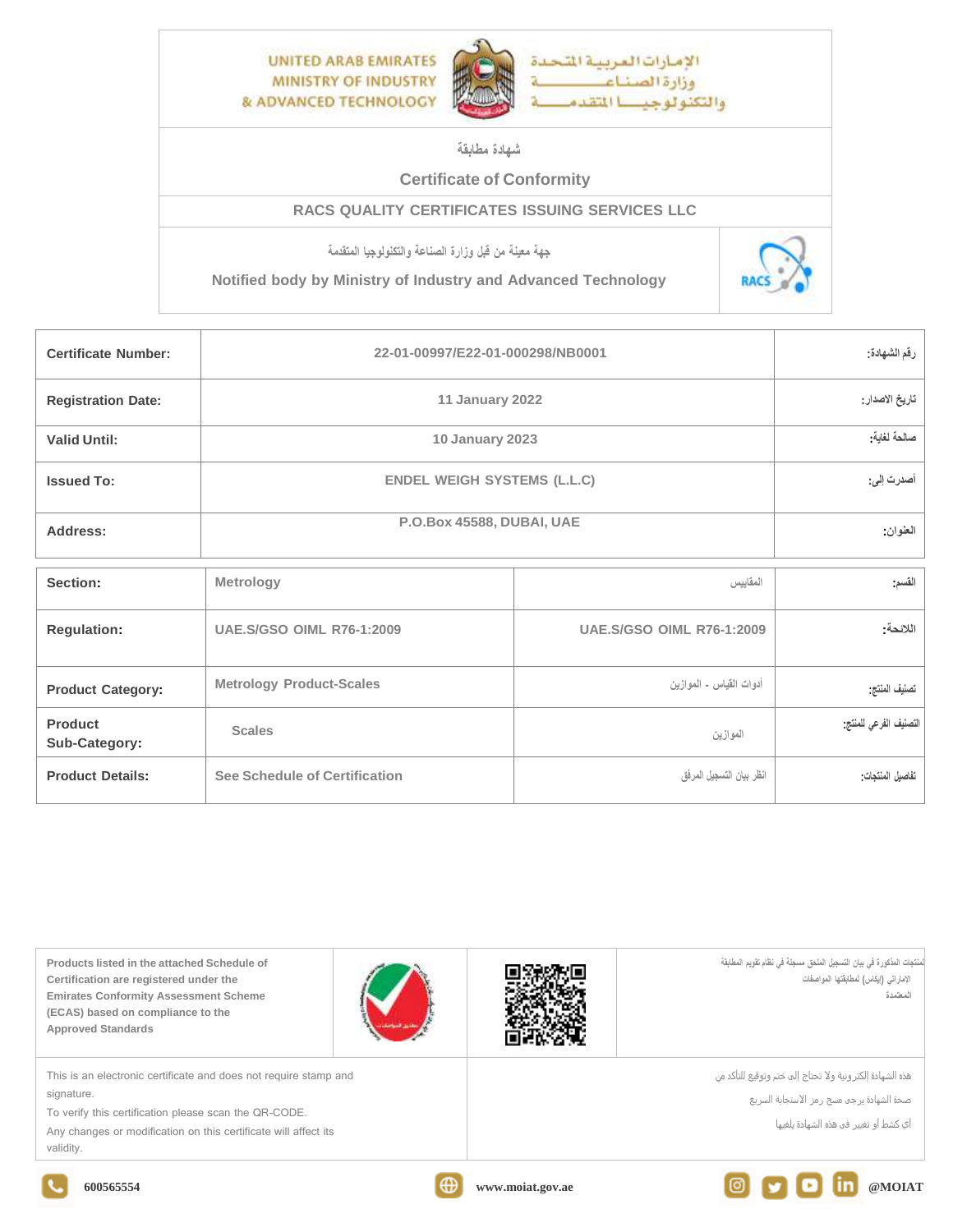UNITED ARAB EMIRATES
MINISTRY OF INDUSTRY
& ADVANCED TECHNOLOGY

الإمارات العربية المتحدة
وزارة الصناعة
والتكنولوجيا المتقدمة

## شهادة مطابقة

## Certificate of Conformity

### RACS QUALITY CERTIFICATES ISSUING SERVICES LLC

جهة معينة من قبل وزارة الصناعة والتكنولوجيا المتقدمة

Notified body by Ministry of Industry and Advanced Technology

| | | |
|---|---|---|
| **Certificate Number:** | 22-01-00997/E22-01-000298/NB0001 | رقم الشهادة: |
| **Registration Date:** | 11 January 2022 | تاريخ الاصدار: |
| **Valid Until:** | 10 January 2023 | صالحة لغاية: |
| **Issued To:** | ENDEL WEIGH SYSTEMS (L.L.C) | أصدرت إلى: |
| **Address:** | P.O.Box 45588, DUBAI, UAE | العنوان: |

| | | | |
|---|---|---|---|
| **Section:** | Metrology | المقاييس | القسم: |
| **Regulation:** | UAE.S/GSO OIML R76-1:2009 | UAE.S/GSO OIML R76-1:2009 | اللائحة: |
| **Product Category:** | Metrology Product-Scales | أدوات القياس - الموازين | تصنيف المنتج: |
| **Product Sub-Category:** | Scales | الموازين | التصنيف الفرعي للمنتج: |
| **Product Details:** | See Schedule of Certification | انظر بيان التسجيل المرفق | تفاصيل المنتجات: |

Products listed in the attached Schedule of Certification are registered under the Emirates Conformity Assessment Scheme (ECAS) based on compliance to the Approved Standards

المنتجات المذكورة في بيان التسجيل الملحق مسجلة في نظام تقويم المطابقة الإماراتي (إيكاس) لمطابقتها المواصفات المعتمدة

This is an electronic certificate and does not require stamp and signature.
To verify this certification please scan the QR-CODE.
Any changes or modification on this certificate will affect its validity.

هذه الشهادة إلكترونية ولا تحتاج إلى ختم وتوقيع للتأكد من صحة الشهادة يرجى مسح رمز الاستجابة السريع
أي كشط أو تغيير في هذه الشهادة يلغيها

600565554 www.moiat.gov.ae @MOIAT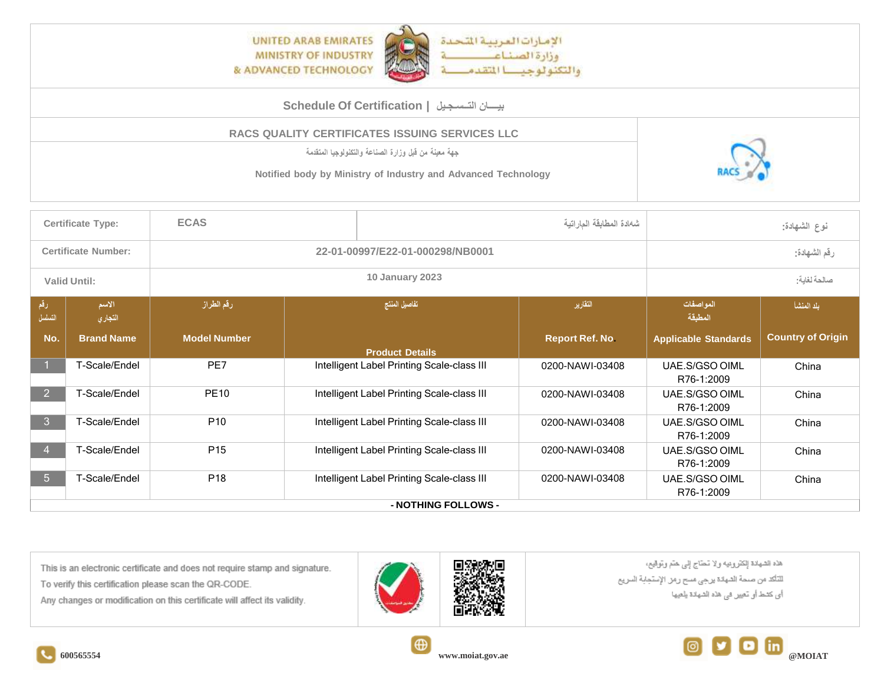UNITED ARAB EMIRATES
MINISTRY OF INDUSTRY
& ADVANCED TECHNOLOGY

الإمارات العربية المتحدة
وزارة الصناعة
والتكنولوجيا المتقدمة

## Schedule Of Certification | بيـــان التــسـجيل

**RACS QUALITY CERTIFICATES ISSUING SERVICES LLC**

جهة معينة من قبل وزارة الصناعة والتكنولوجيا المتقدمة

Notified body by Ministry of Industry and Advanced Technology

| | | | |
|---|---|---|---|
| Certificate Type: | ECAS | شهادة المطابقة الإماراتية | نوع الشهادة: |
| Certificate Number: | 22-01-00997/E22-01-000298/NB0001 | | رقم الشهادة: |
| Valid Until: | 10 January 2023 | | صالحة لغاية: |

| رقم التسلسل No. | الاسم التجاري Brand Name | رقم الطراز Model Number | تفاصيل المنتج Product Details | التقارير Report Ref. No. | المواصفات المطبقة Applicable Standards | بلد المنشأ Country of Origin |
|---|---|---|---|---|---|---|
| 1 | T-Scale/Endel | PE7 | Intelligent Label Printing Scale-class III | 0200-NAWI-03408 | UAE.S/GSO OIML R76-1:2009 | China |
| 2 | T-Scale/Endel | PE10 | Intelligent Label Printing Scale-class III | 0200-NAWI-03408 | UAE.S/GSO OIML R76-1:2009 | China |
| 3 | T-Scale/Endel | P10 | Intelligent Label Printing Scale-class III | 0200-NAWI-03408 | UAE.S/GSO OIML R76-1:2009 | China |
| 4 | T-Scale/Endel | P15 | Intelligent Label Printing Scale-class III | 0200-NAWI-03408 | UAE.S/GSO OIML R76-1:2009 | China |
| 5 | T-Scale/Endel | P18 | Intelligent Label Printing Scale-class III | 0200-NAWI-03408 | UAE.S/GSO OIML R76-1:2009 | China |

**- NOTHING FOLLOWS -**

This is an electronic certificate and does not require stamp and signature.
To verify this certification please scan the QR-CODE.
Any changes or modification on this certificate will affect its validity.

هذه الشهادة إلكترونية ولا تحتاج إلى ختم وتوقيع،
للتأكد من صحة الشهادة يرجى مسح رمز الإستجابة السريع
أي كشط أو تغيير في هذه الشهادة يلغيها

600565554 www.moiat.gov.ae @MOIAT